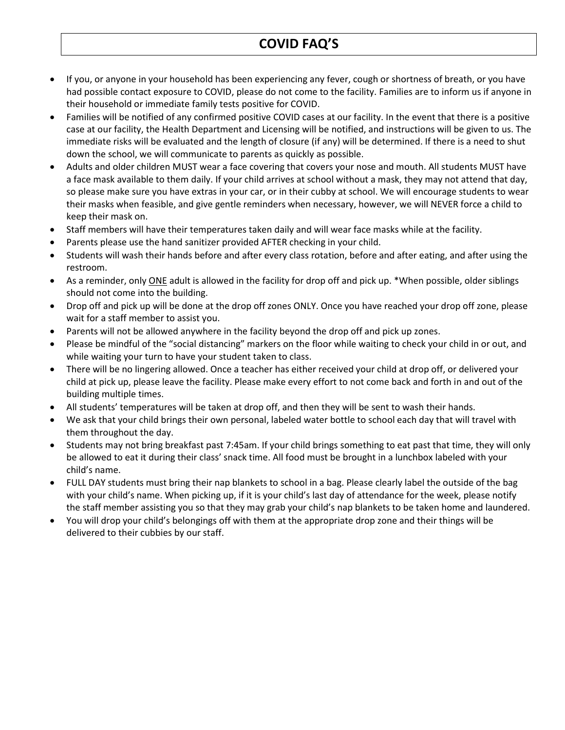# COVID FAQ'S

- If you, or anyone in your household has been experiencing any fever, cough or shortness of breath, or you have had possible contact exposure to COVID, please do not come to the facility. Families are to inform us if anyone in their household or immediate family tests positive for COVID.
- Families will be notified of any confirmed positive COVID cases at our facility. In the event that there is a positive case at our facility, the Health Department and Licensing will be notified, and instructions will be given to us. The immediate risks will be evaluated and the length of closure (if any) will be determined. If there is a need to shut down the school, we will communicate to parents as quickly as possible.
- Adults and older children MUST wear a face covering that covers your nose and mouth. All students MUST have a face mask available to them daily. If your child arrives at school without a mask, they may not attend that day, so please make sure you have extras in your car, or in their cubby at school. We will encourage students to wear their masks when feasible, and give gentle reminders when necessary, however, we will NEVER force a child to keep their mask on.
- Staff members will have their temperatures taken daily and will wear face masks while at the facility.
- Parents please use the hand sanitizer provided AFTER checking in your child.
- Students will wash their hands before and after every class rotation, before and after eating, and after using the restroom.
- As a reminder, only <u>ONE</u> adult is allowed in the facility for drop off and pick up. *When possible, older siblings should not come into the building.
- Drop off and pick up will be done at the drop off zones ONLY. Once you have reached your drop off zone, please wait for a staff member to assist you.
- Parents will not be allowed anywhere in the facility beyond the drop off and pick up zones.
- Please be mindful of the "social distancing" markers on the floor while waiting to check your child in or out, and while waiting your turn to have your student taken to class.
- There will be no lingering allowed. Once a teacher has either received your child at drop off, or delivered your child at pick up, please leave the facility. Please make every effort to not come back and forth in and out of the building multiple times.
- All students' temperatures will be taken at drop off, and then they will be sent to wash their hands.
- We ask that your child brings their own personal, labeled water bottle to school each day that will travel with them throughout the day.
- Students may not bring breakfast past 7:45am. If your child brings something to eat past that time, they will only be allowed to eat it during their class' snack time. All food must be brought in a lunchbox labeled with your child's name.
- FULL DAY students must bring their nap blankets to school in a bag. Please clearly label the outside of the bag with your child's name. When picking up, if it is your child's last day of attendance for the week, please notify the staff member assisting you so that they may grab your child's nap blankets to be taken home and laundered.
- You will drop your child's belongings off with them at the appropriate drop zone and their things will be delivered to their cubbies by our staff.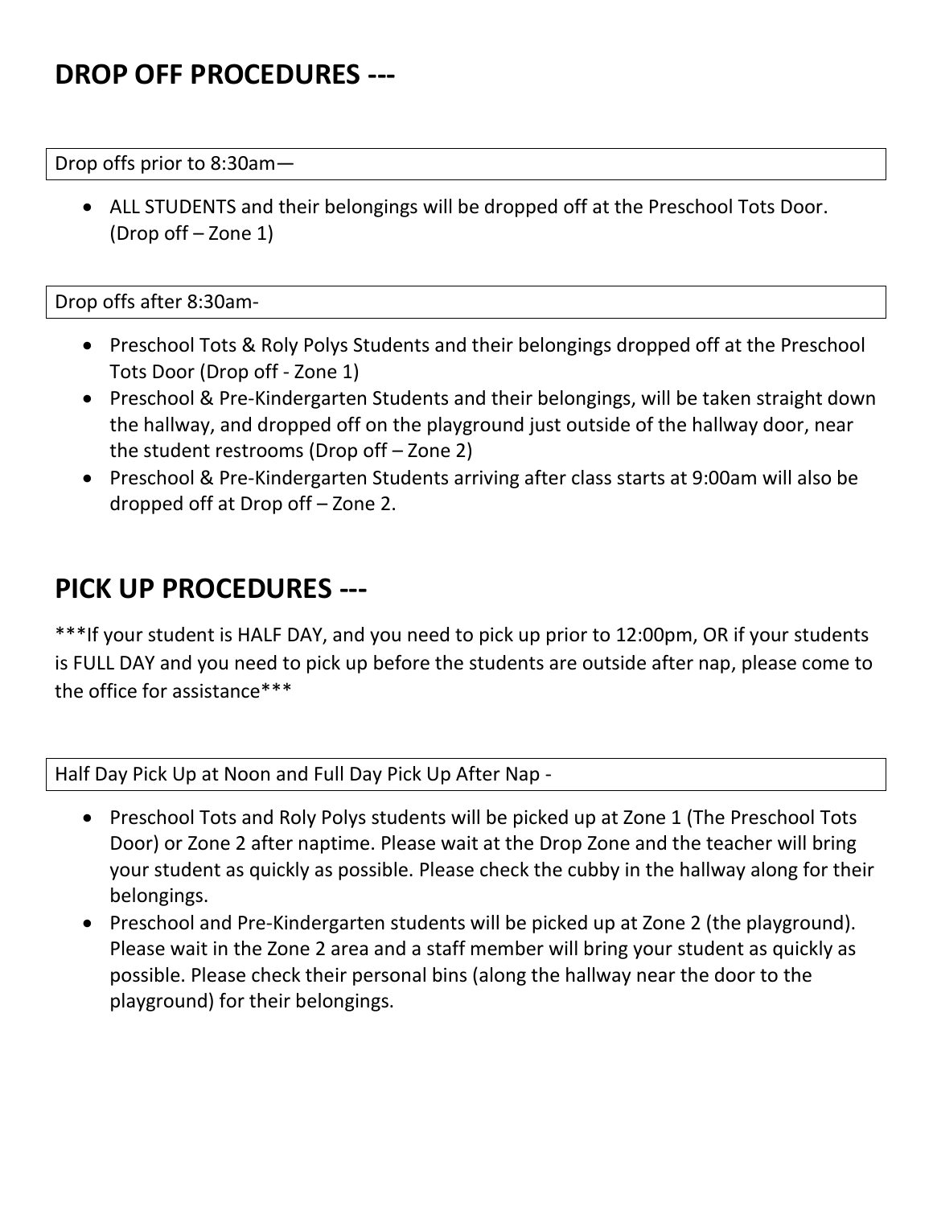# DROP OFF PROCEDURES ---

Drop offs prior to 8:30am—

- ALL STUDENTS and their belongings will be dropped off at the Preschool Tots Door. (Drop off – Zone 1)

Drop offs after 8:30am-

- Preschool Tots & Roly Polys Students and their belongings dropped off at the Preschool Tots Door (Drop off - Zone 1)
- Preschool & Pre-Kindergarten Students and their belongings, will be taken straight down the hallway, and dropped off on the playground just outside of the hallway door, near the student restrooms (Drop off – Zone 2)
- Preschool & Pre-Kindergarten Students arriving after class starts at 9:00am will also be dropped off at Drop off – Zone 2.

# PICK UP PROCEDURES ---

***If your student is HALF DAY, and you need to pick up prior to 12:00pm, OR if your students is FULL DAY and you need to pick up before the students are outside after nap, please come to the office for assistance***

Half Day Pick Up at Noon and Full Day Pick Up After Nap -

- Preschool Tots and Roly Polys students will be picked up at Zone 1 (The Preschool Tots Door) or Zone 2 after naptime. Please wait at the Drop Zone and the teacher will bring your student as quickly as possible. Please check the cubby in the hallway along for their belongings.
- Preschool and Pre-Kindergarten students will be picked up at Zone 2 (the playground). Please wait in the Zone 2 area and a staff member will bring your student as quickly as possible. Please check their personal bins (along the hallway near the door to the playground) for their belongings.